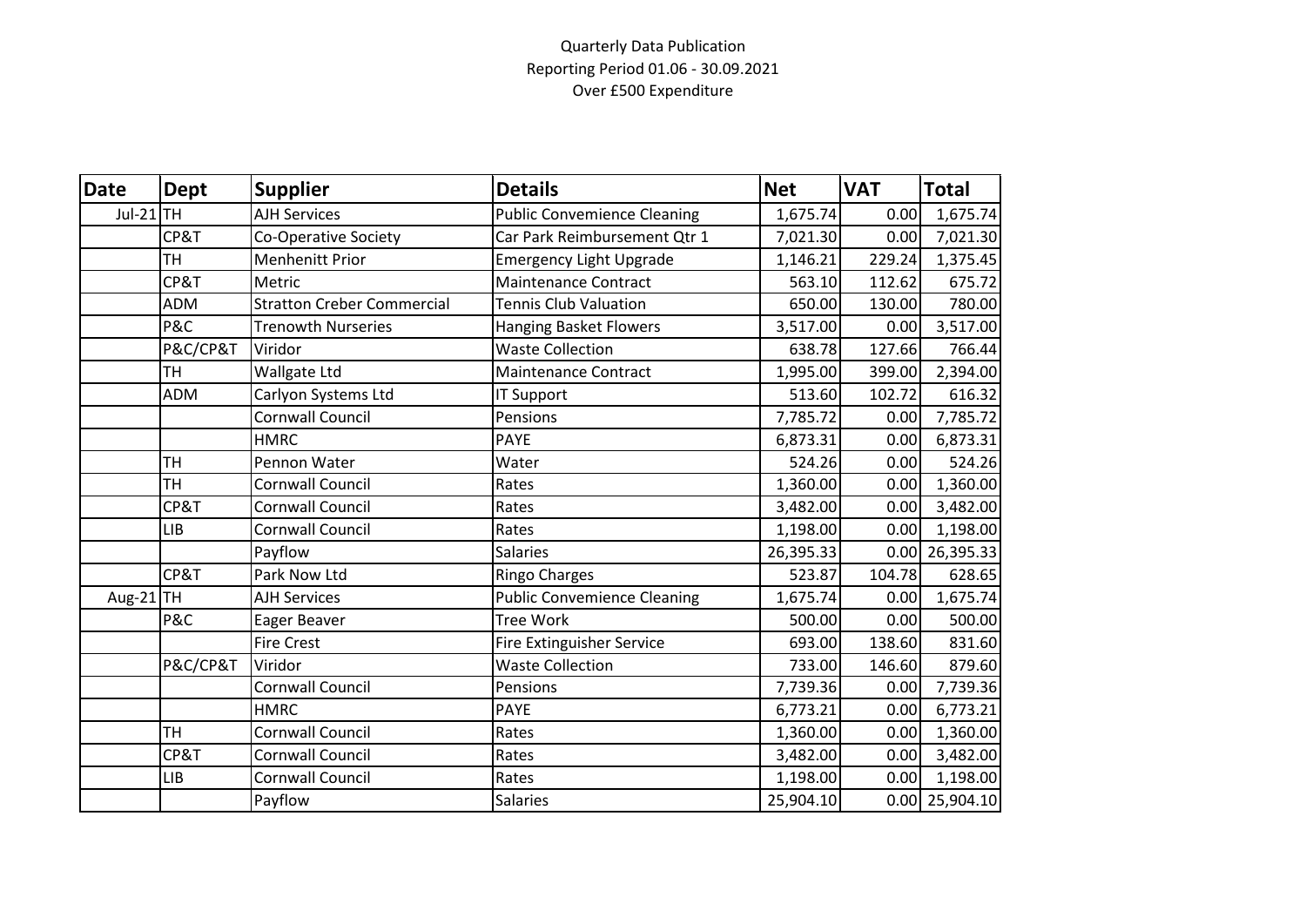Quarterly Data Publication

Reporting Period 01.06 - 30.09.2021

Over £500 Expenditure

| Date | Dept | Supplier | Details | Net | VAT | Total |
|---|---|---|---|---|---|---|
| Jul-21 | TH | AJH Services | Public Convemience Cleaning | 1,675.74 | 0.00 | 1,675.74 |
| | CP&T | Co-Operative Society | Car Park Reimbursement Qtr 1 | 7,021.30 | 0.00 | 7,021.30 |
| | TH | Menhenitt Prior | Emergency Light Upgrade | 1,146.21 | 229.24 | 1,375.45 |
| | CP&T | Metric | Maintenance Contract | 563.10 | 112.62 | 675.72 |
| | ADM | Stratton Creber Commercial | Tennis Club Valuation | 650.00 | 130.00 | 780.00 |
| | P&C | Trenowth Nurseries | Hanging Basket Flowers | 3,517.00 | 0.00 | 3,517.00 |
| | P&C/CP&T | Viridor | Waste Collection | 638.78 | 127.66 | 766.44 |
| | TH | Wallgate Ltd | Maintenance Contract | 1,995.00 | 399.00 | 2,394.00 |
| | ADM | Carlyon Systems Ltd | IT Support | 513.60 | 102.72 | 616.32 |
| | | Cornwall Council | Pensions | 7,785.72 | 0.00 | 7,785.72 |
| | | HMRC | PAYE | 6,873.31 | 0.00 | 6,873.31 |
| | TH | Pennon Water | Water | 524.26 | 0.00 | 524.26 |
| | TH | Cornwall Council | Rates | 1,360.00 | 0.00 | 1,360.00 |
| | CP&T | Cornwall Council | Rates | 3,482.00 | 0.00 | 3,482.00 |
| | LIB | Cornwall Council | Rates | 1,198.00 | 0.00 | 1,198.00 |
| | | Payflow | Salaries | 26,395.33 | 0.00 | 26,395.33 |
| | CP&T | Park Now Ltd | Ringo Charges | 523.87 | 104.78 | 628.65 |
| Aug-21 | TH | AJH Services | Public Convemience Cleaning | 1,675.74 | 0.00 | 1,675.74 |
| | P&C | Eager Beaver | Tree Work | 500.00 | 0.00 | 500.00 |
| | | Fire Crest | Fire Extinguisher Service | 693.00 | 138.60 | 831.60 |
| | P&C/CP&T | Viridor | Waste Collection | 733.00 | 146.60 | 879.60 |
| | | Cornwall Council | Pensions | 7,739.36 | 0.00 | 7,739.36 |
| | | HMRC | PAYE | 6,773.21 | 0.00 | 6,773.21 |
| | TH | Cornwall Council | Rates | 1,360.00 | 0.00 | 1,360.00 |
| | CP&T | Cornwall Council | Rates | 3,482.00 | 0.00 | 3,482.00 |
| | LIB | Cornwall Council | Rates | 1,198.00 | 0.00 | 1,198.00 |
| | | Payflow | Salaries | 25,904.10 | 0.00 | 25,904.10 |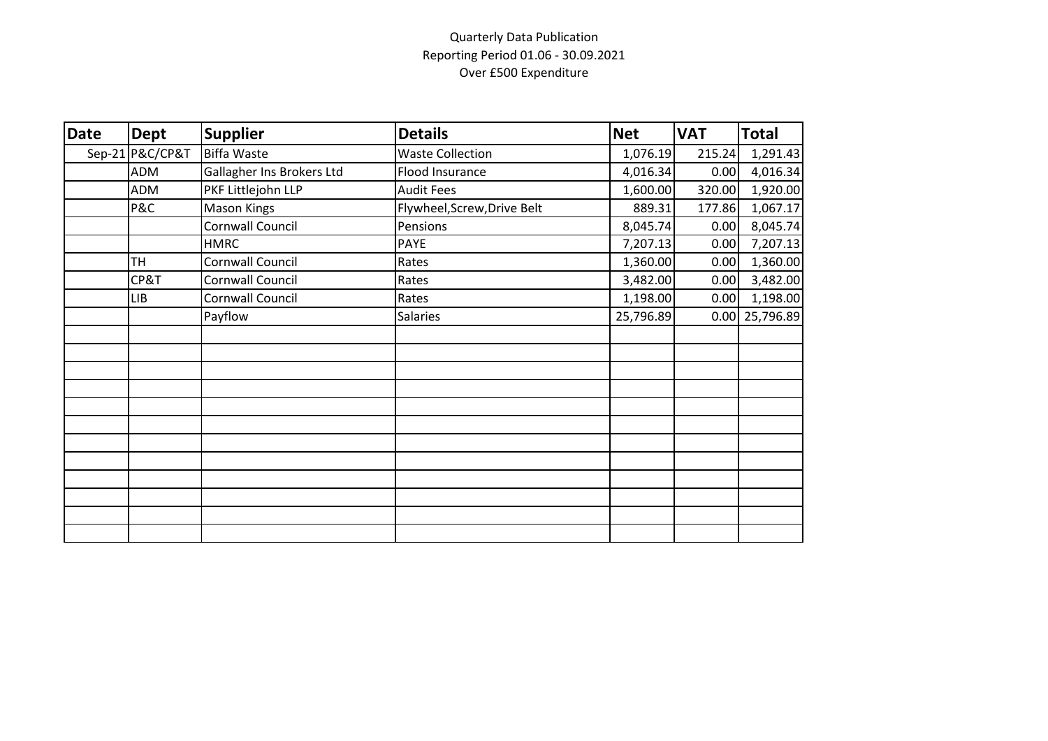Quarterly Data Publication
Reporting Period 01.06 - 30.09.2021
Over £500 Expenditure

| Date | Dept | Supplier | Details | Net | VAT | Total |
|---|---|---|---|---|---|---|
| Sep-21 | P&C/CP&T | Biffa Waste | Waste Collection | 1,076.19 | 215.24 | 1,291.43 |
| | ADM | Gallagher Ins Brokers Ltd | Flood Insurance | 4,016.34 | 0.00 | 4,016.34 |
| | ADM | PKF Littlejohn LLP | Audit Fees | 1,600.00 | 320.00 | 1,920.00 |
| | P&C | Mason Kings | Flywheel,Screw,Drive Belt | 889.31 | 177.86 | 1,067.17 |
| | | Cornwall Council | Pensions | 8,045.74 | 0.00 | 8,045.74 |
| | | HMRC | PAYE | 7,207.13 | 0.00 | 7,207.13 |
| | TH | Cornwall Council | Rates | 1,360.00 | 0.00 | 1,360.00 |
| | CP&T | Cornwall Council | Rates | 3,482.00 | 0.00 | 3,482.00 |
| | LIB | Cornwall Council | Rates | 1,198.00 | 0.00 | 1,198.00 |
| | | Payflow | Salaries | 25,796.89 | 0.00 | 25,796.89 |